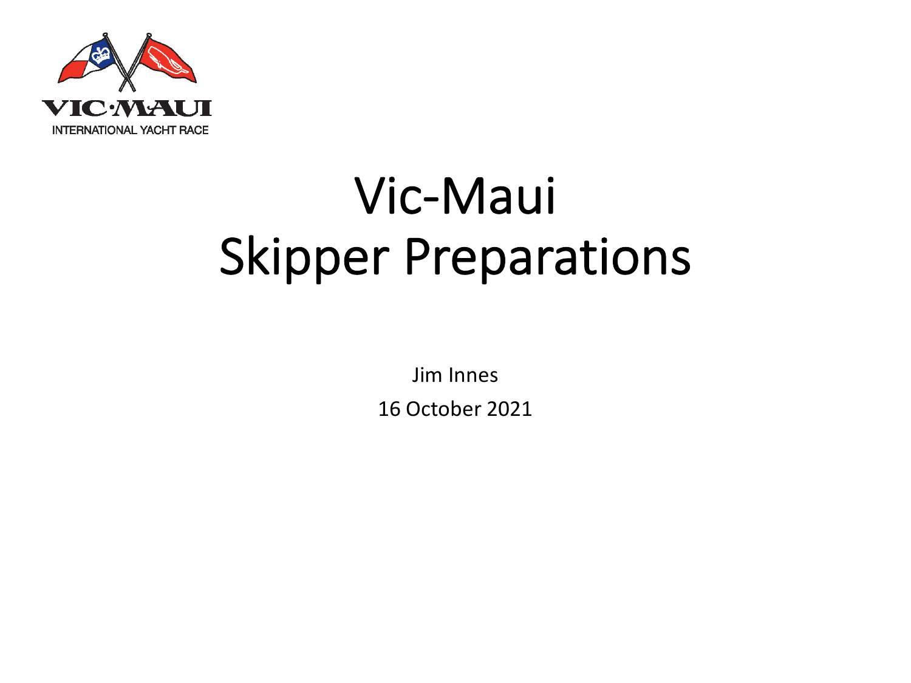VIC·MAUI

INTERNATIONAL YACHT RACE

# Vic-Maui
# Skipper Preparations

Jim Innes

16 October 2021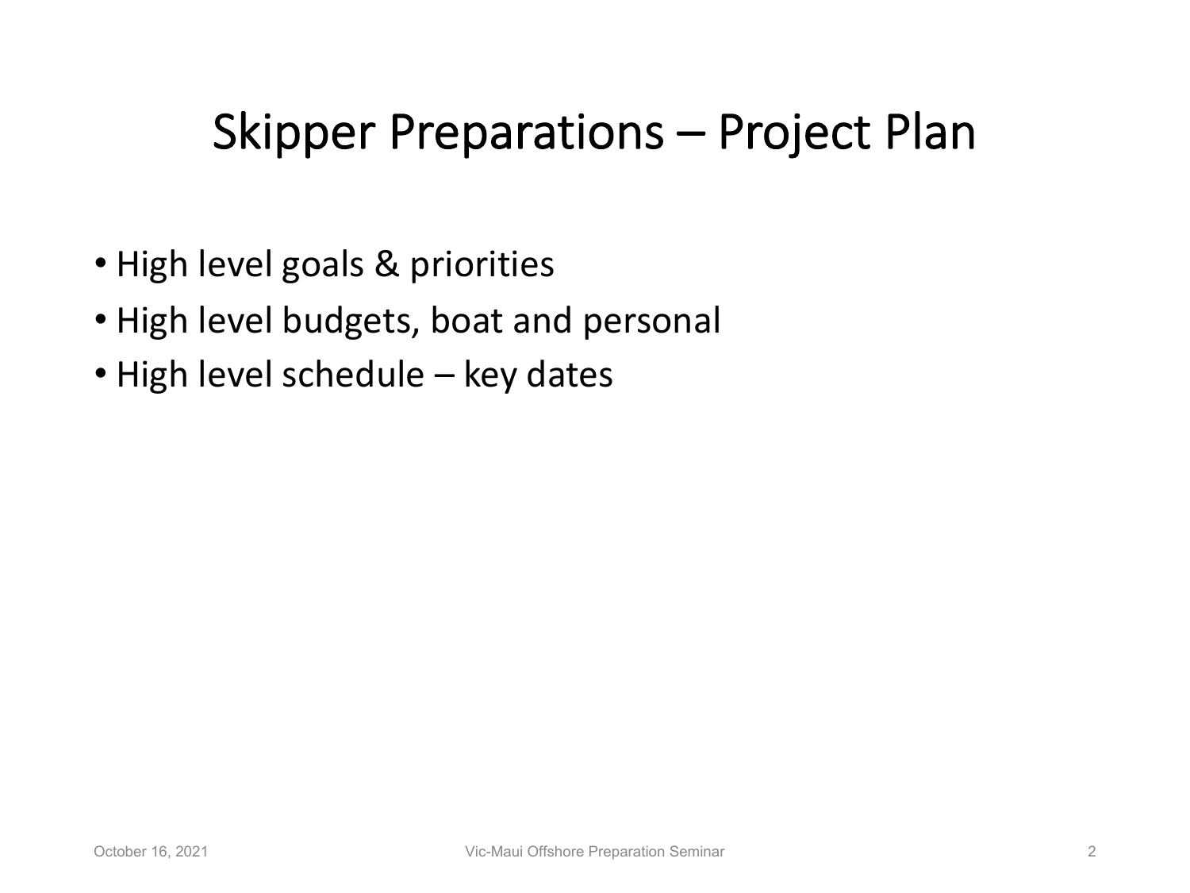# Skipper Preparations – Project Plan

- High level goals & priorities
- High level budgets, boat and personal
- High level schedule – key dates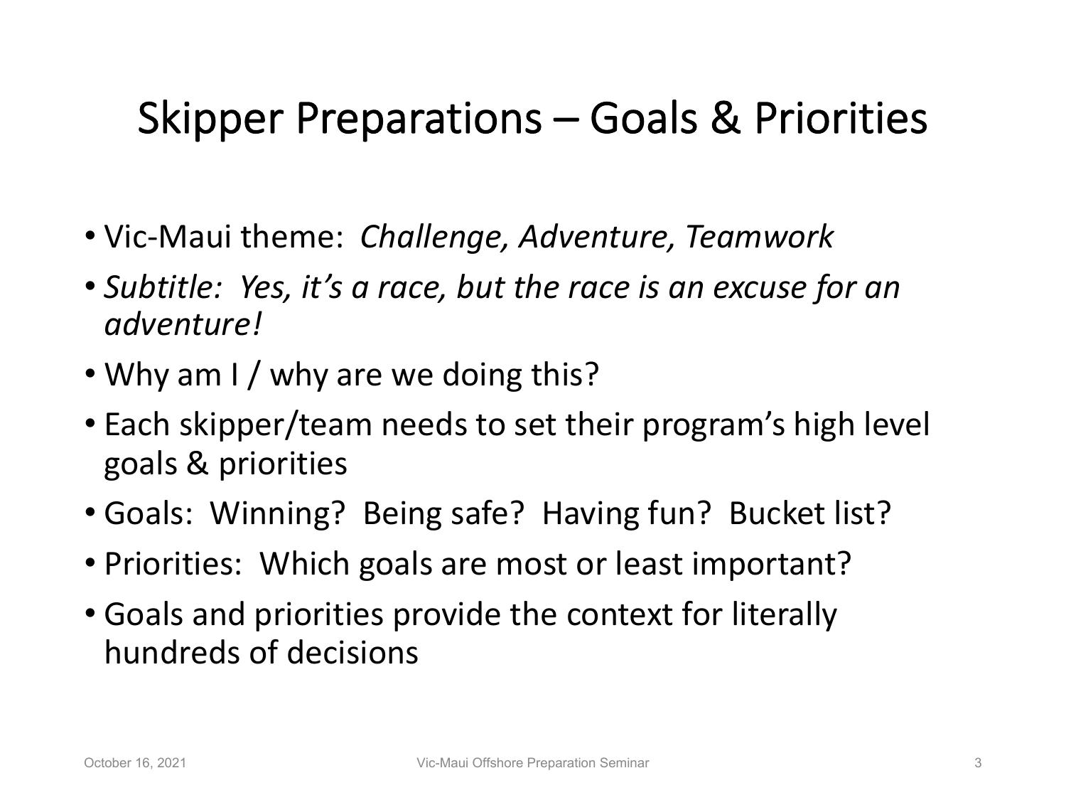# Skipper Preparations – Goals & Priorities

- Vic-Maui theme: *Challenge, Adventure, Teamwork*
- *Subtitle: Yes, it's a race, but the race is an excuse for an adventure!*
- Why am I / why are we doing this?
- Each skipper/team needs to set their program's high level goals & priorities
- Goals: Winning? Being safe? Having fun? Bucket list?
- Priorities: Which goals are most or least important?
- Goals and priorities provide the context for literally hundreds of decisions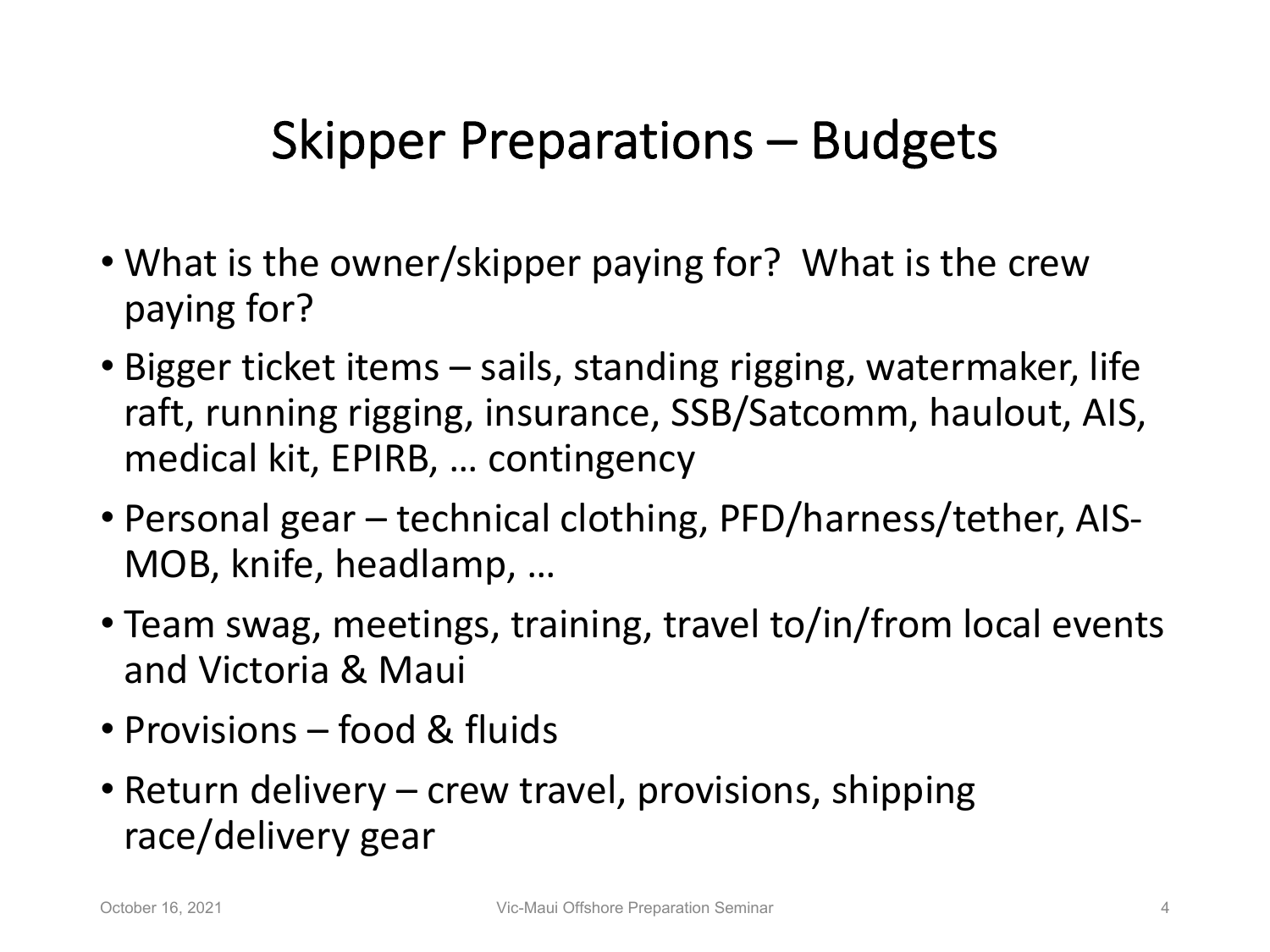# Skipper Preparations – Budgets

- What is the owner/skipper paying for? What is the crew paying for?
- Bigger ticket items – sails, standing rigging, watermaker, life raft, running rigging, insurance, SSB/Satcomm, haulout, AIS, medical kit, EPIRB, … contingency
- Personal gear – technical clothing, PFD/harness/tether, AIS-MOB, knife, headlamp, …
- Team swag, meetings, training, travel to/in/from local events and Victoria & Maui
- Provisions – food & fluids
- Return delivery – crew travel, provisions, shipping race/delivery gear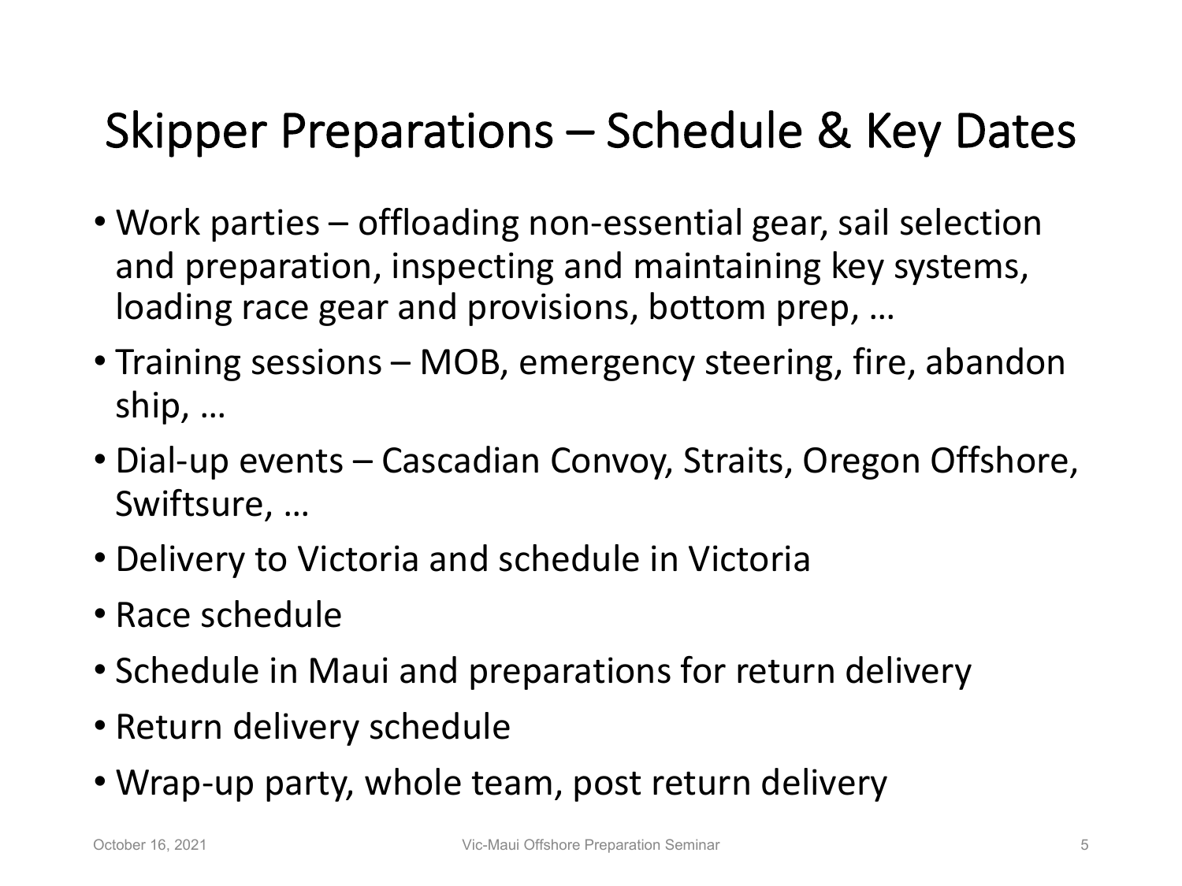# Skipper Preparations – Schedule & Key Dates

- Work parties – offloading non-essential gear, sail selection and preparation, inspecting and maintaining key systems, loading race gear and provisions, bottom prep, …
- Training sessions – MOB, emergency steering, fire, abandon ship, …
- Dial-up events – Cascadian Convoy, Straits, Oregon Offshore, Swiftsure, …
- Delivery to Victoria and schedule in Victoria
- Race schedule
- Schedule in Maui and preparations for return delivery
- Return delivery schedule
- Wrap-up party, whole team, post return delivery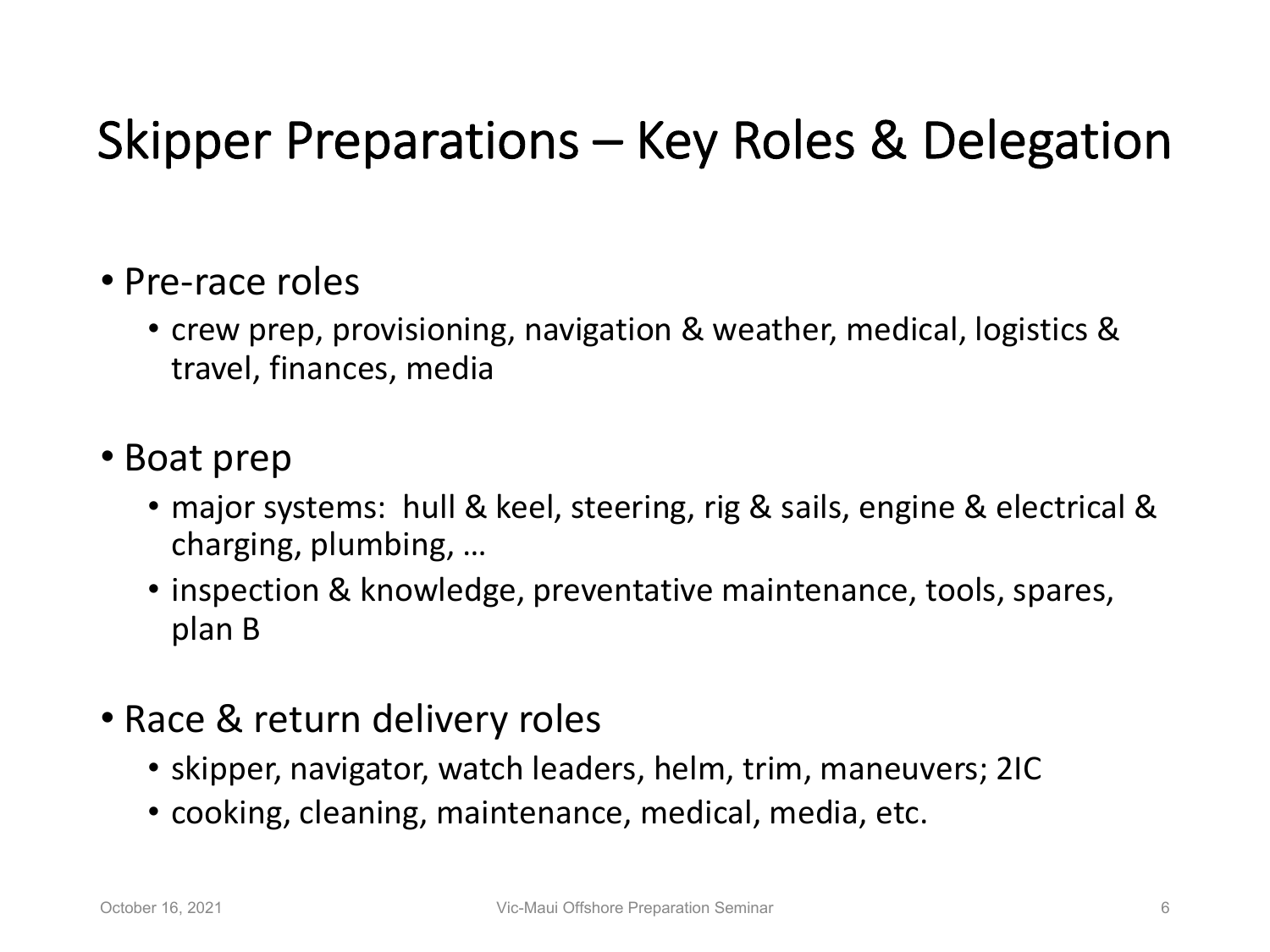# Skipper Preparations – Key Roles & Delegation

- Pre-race roles
  - crew prep, provisioning, navigation & weather, medical, logistics & travel, finances, media
- Boat prep
  - major systems: hull & keel, steering, rig & sails, engine & electrical & charging, plumbing, …
  - inspection & knowledge, preventative maintenance, tools, spares, plan B
- Race & return delivery roles
  - skipper, navigator, watch leaders, helm, trim, maneuvers; 2IC
  - cooking, cleaning, maintenance, medical, media, etc.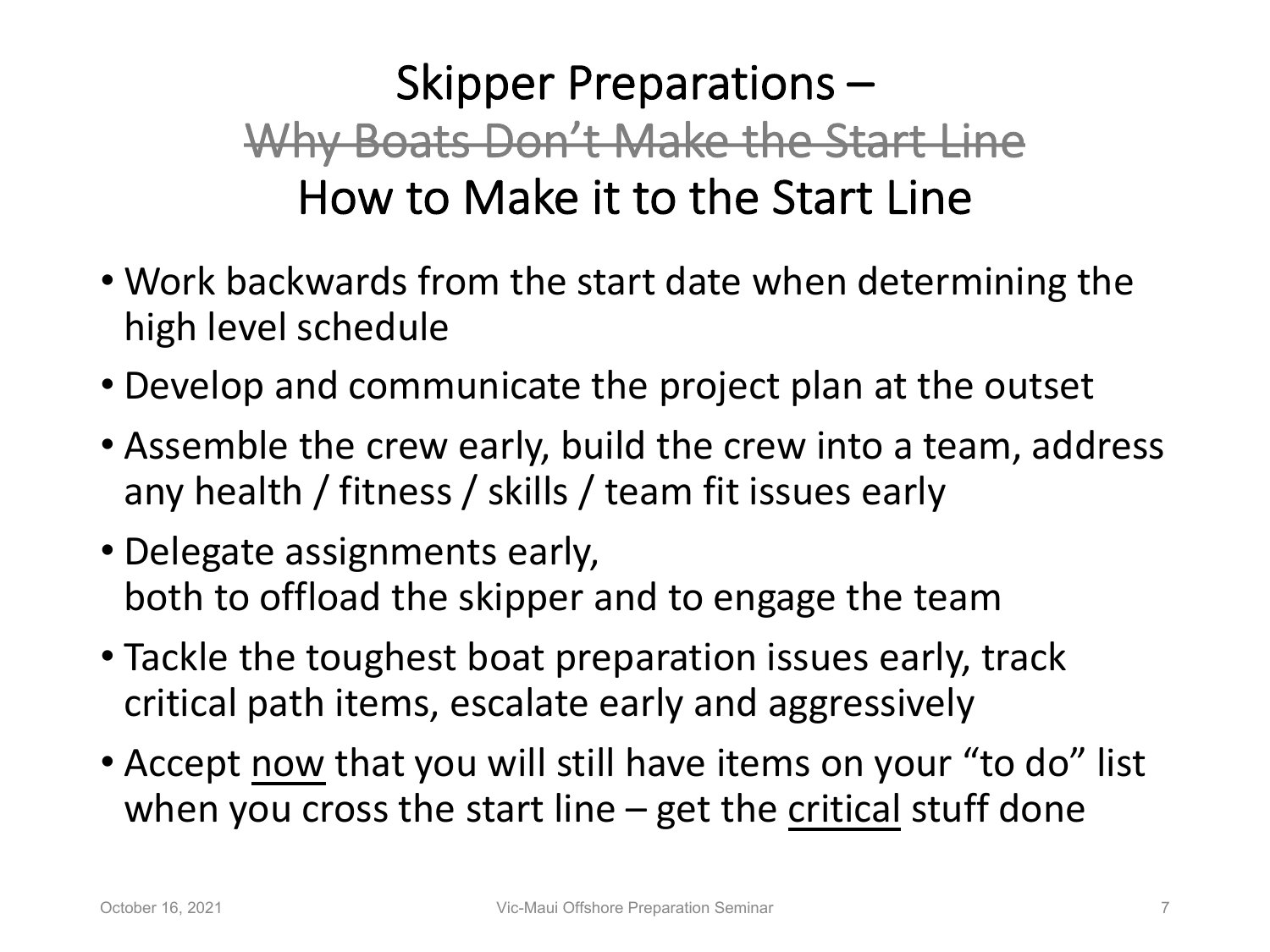# Skipper Preparations – ~~Why Boats Don't Make the Start Line~~ How to Make it to the Start Line

- Work backwards from the start date when determining the high level schedule
- Develop and communicate the project plan at the outset
- Assemble the crew early, build the crew into a team, address any health / fitness / skills / team fit issues early
- Delegate assignments early, both to offload the skipper and to engage the team
- Tackle the toughest boat preparation issues early, track critical path items, escalate early and aggressively
- Accept <u>now</u> that you will still have items on your "to do" list when you cross the start line – get the <u>critical</u> stuff done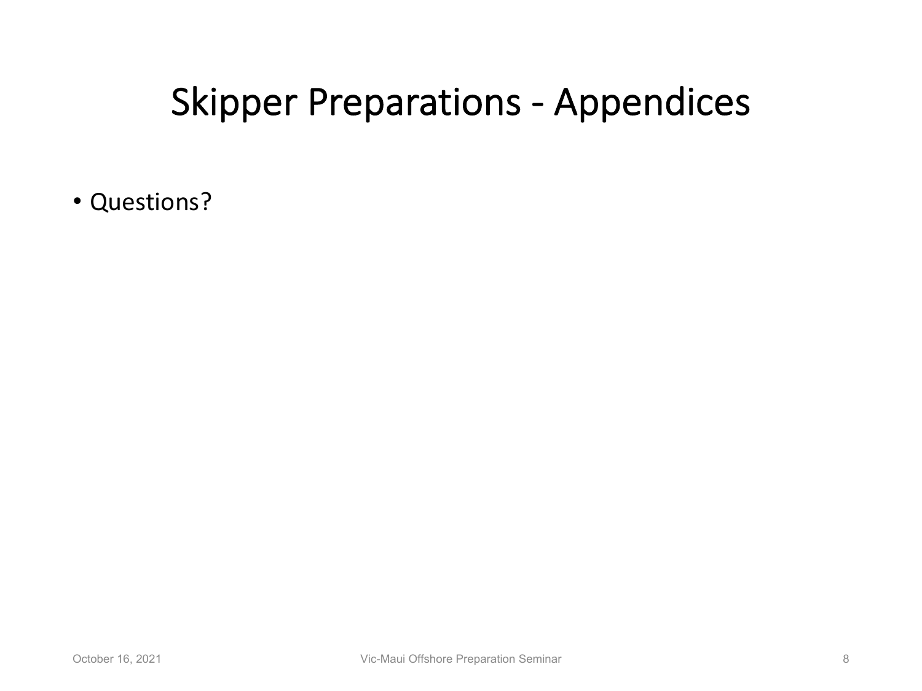# Skipper Preparations - Appendices

- Questions?